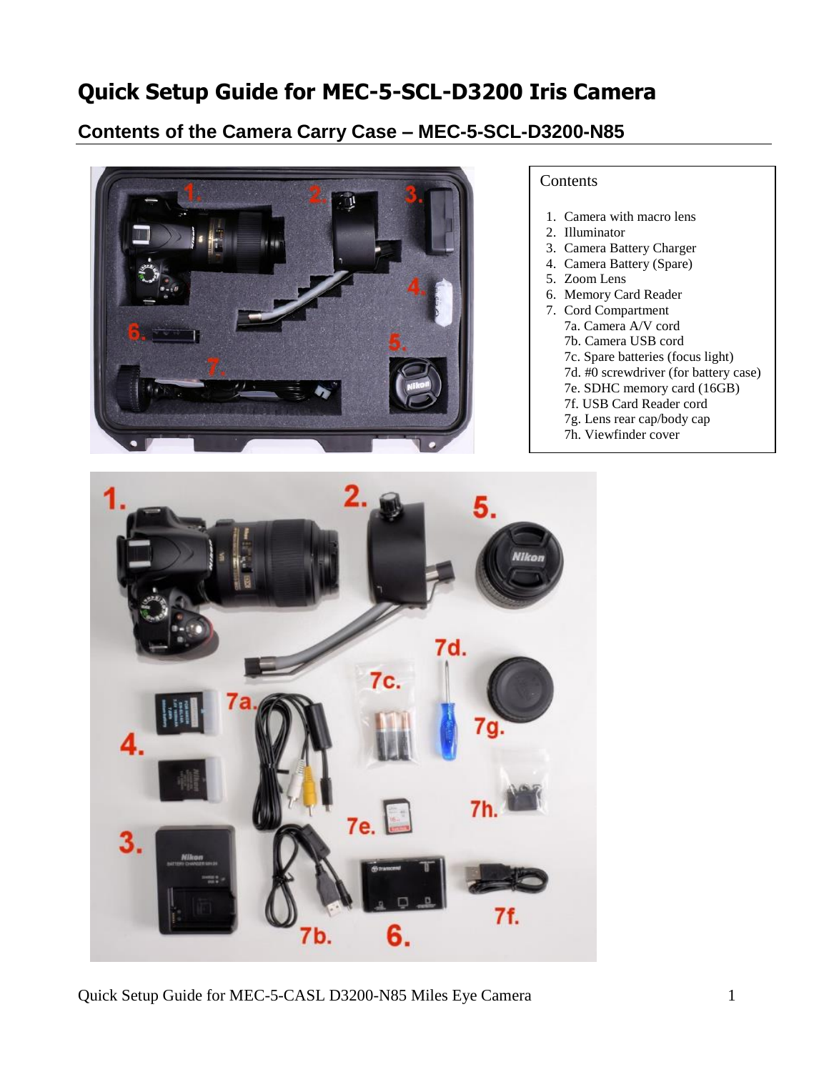# Quick Setup Guide for MEC-5-SCL-D3200 Iris Camera

## Contents of the Camera Carry Case – MEC-5-SCL-D3200-N85

Contents

1. Camera with macro lens
2. Illuminator
3. Camera Battery Charger
4. Camera Battery (Spare)
5. Zoom Lens
6. Memory Card Reader
7. Cord Compartment
   - 7a. Camera A/V cord
   - 7b. Camera USB cord
   - 7c. Spare batteries (focus light)
   - 7d. #0 screwdriver (for battery case)
   - 7e. SDHC memory card (16GB)
   - 7f. USB Card Reader cord
   - 7g. Lens rear cap/body cap
   - 7h. Viewfinder cover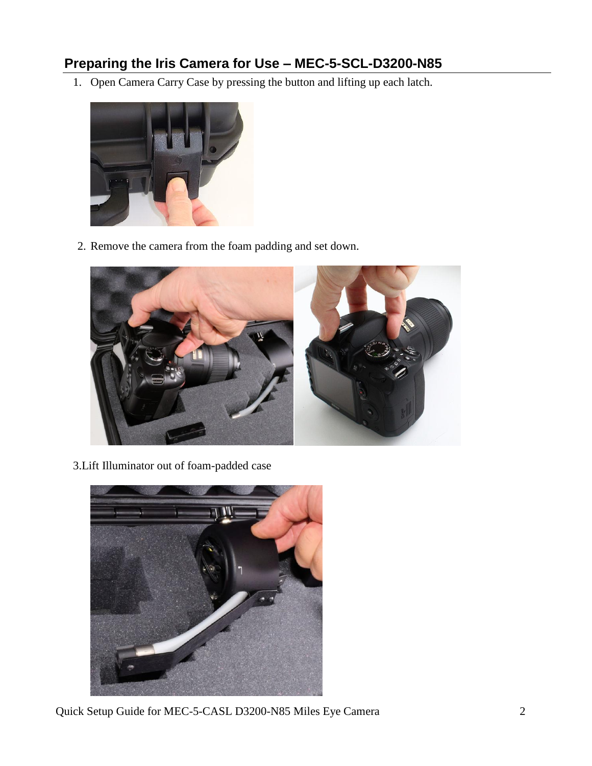## Preparing the Iris Camera for Use – MEC-5-SCL-D3200-N85

1. Open Camera Carry Case by pressing the button and lifting up each latch.

2. Remove the camera from the foam padding and set down.

3. Lift Illuminator out of foam-padded case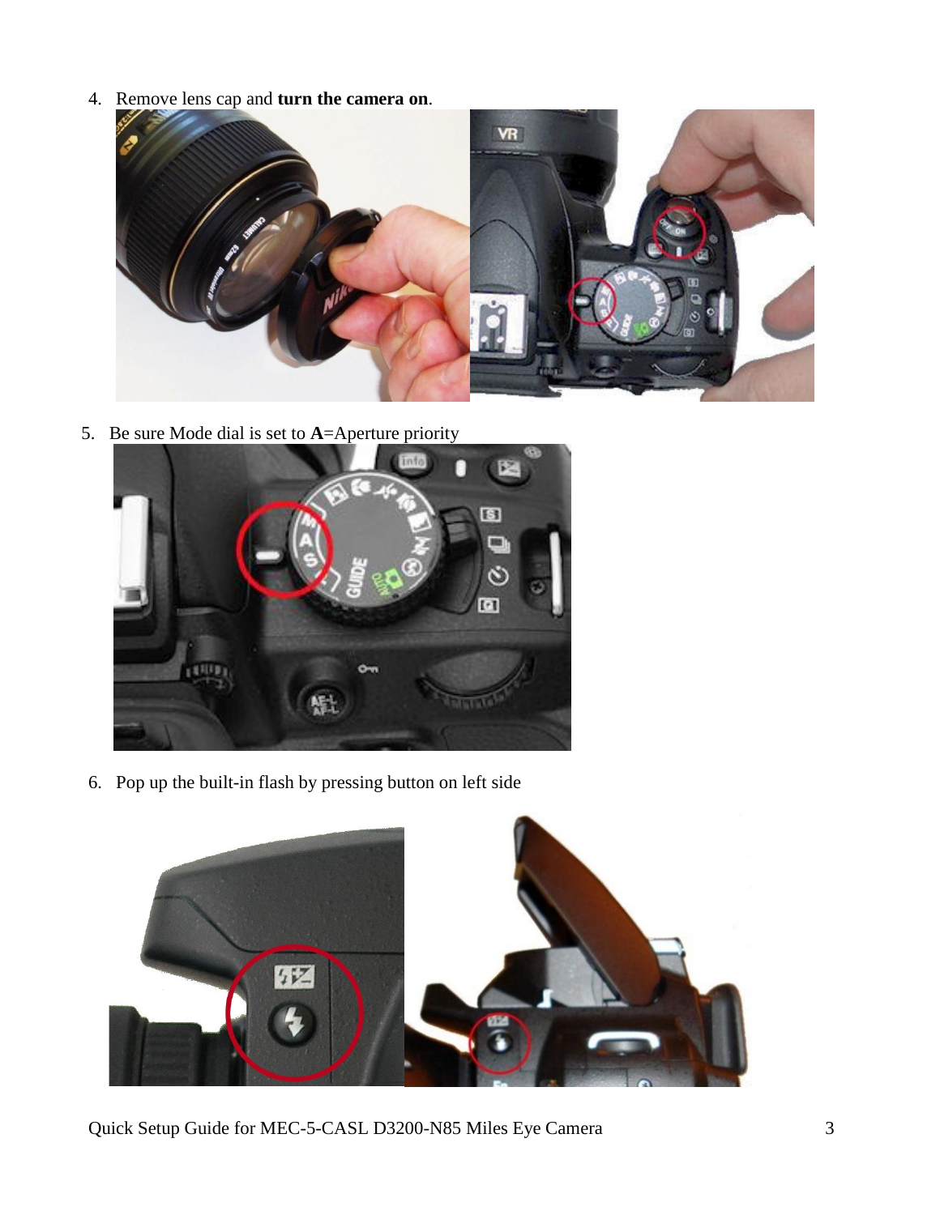4. Remove lens cap and **turn the camera on**.

5. Be sure Mode dial is set to **A**=Aperture priority

6. Pop up the built-in flash by pressing button on left side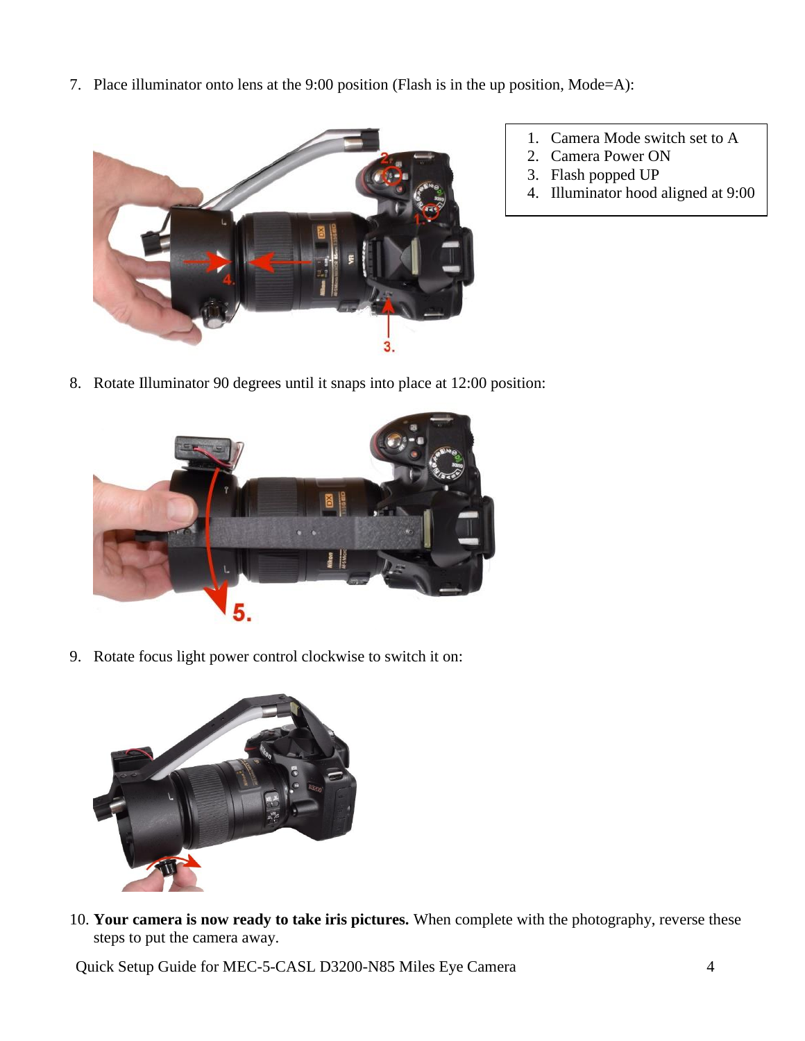7. Place illuminator onto lens at the 9:00 position (Flash is in the up position, Mode=A):

1. Camera Mode switch set to A
2. Camera Power ON
3. Flash popped UP
4. Illuminator hood aligned at 9:00

8. Rotate Illuminator 90 degrees until it snaps into place at 12:00 position:

9. Rotate focus light power control clockwise to switch it on:

10. **Your camera is now ready to take iris pictures.** When complete with the photography, reverse these steps to put the camera away.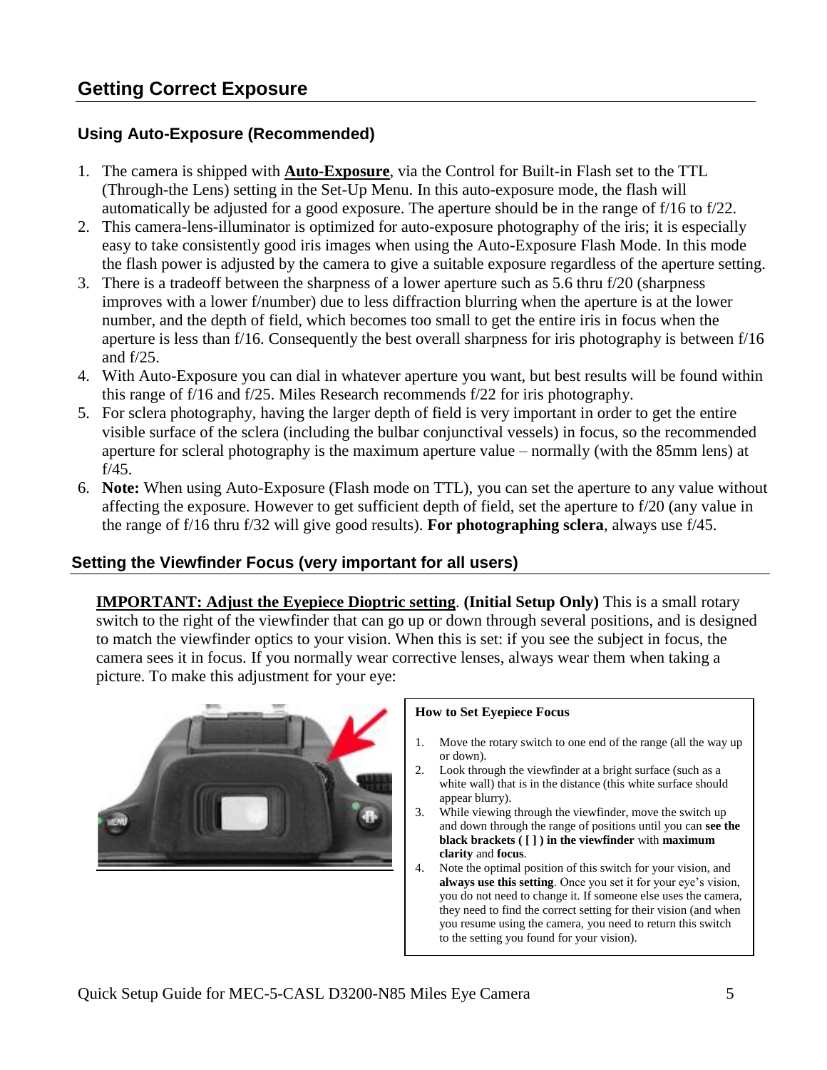## Getting Correct Exposure

### Using Auto-Exposure (Recommended)

1. The camera is shipped with **Auto-Exposure**, via the Control for Built-in Flash set to the TTL (Through-the Lens) setting in the Set-Up Menu. In this auto-exposure mode, the flash will automatically be adjusted for a good exposure. The aperture should be in the range of f/16 to f/22.
2. This camera-lens-illuminator is optimized for auto-exposure photography of the iris; it is especially easy to take consistently good iris images when using the Auto-Exposure Flash Mode. In this mode the flash power is adjusted by the camera to give a suitable exposure regardless of the aperture setting.
3. There is a tradeoff between the sharpness of a lower aperture such as 5.6 thru f/20 (sharpness improves with a lower f/number) due to less diffraction blurring when the aperture is at the lower number, and the depth of field, which becomes too small to get the entire iris in focus when the aperture is less than f/16. Consequently the best overall sharpness for iris photography is between f/16 and f/25.
4. With Auto-Exposure you can dial in whatever aperture you want, but best results will be found within this range of f/16 and f/25. Miles Research recommends f/22 for iris photography.
5. For sclera photography, having the larger depth of field is very important in order to get the entire visible surface of the sclera (including the bulbar conjunctival vessels) in focus, so the recommended aperture for scleral photography is the maximum aperture value – normally (with the 85mm lens) at f/45.
6. **Note:** When using Auto-Exposure (Flash mode on TTL), you can set the aperture to any value without affecting the exposure. However to get sufficient depth of field, set the aperture to f/20 (any value in the range of f/16 thru f/32 will give good results). **For photographing sclera**, always use f/45.

### Setting the Viewfinder Focus (very important for all users)

**IMPORTANT: Adjust the Eyepiece Dioptric setting**. **(Initial Setup Only)** This is a small rotary switch to the right of the viewfinder that can go up or down through several positions, and is designed to match the viewfinder optics to your vision. When this is set: if you see the subject in focus, the camera sees it in focus. If you normally wear corrective lenses, always wear them when taking a picture. To make this adjustment for your eye:

**How to Set Eyepiece Focus**

1. Move the rotary switch to one end of the range (all the way up or down).
2. Look through the viewfinder at a bright surface (such as a white wall) that is in the distance (this white surface should appear blurry).
3. While viewing through the viewfinder, move the switch up and down through the range of positions until you can **see the black brackets ( [ ] ) in the viewfinder** with **maximum clarity** and **focus**.
4. Note the optimal position of this switch for your vision, and **always use this setting**. Once you set it for your eye's vision, you do not need to change it. If someone else uses the camera, they need to find the correct setting for their vision (and when you resume using the camera, you need to return this switch to the setting you found for your vision).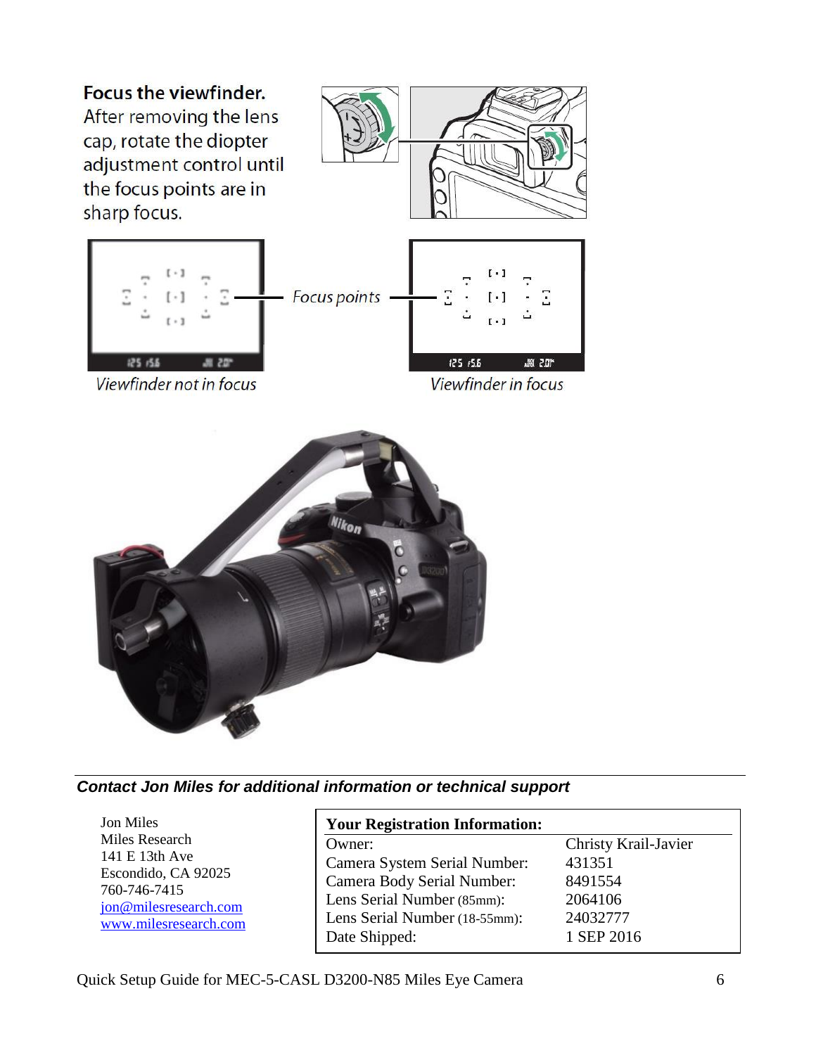**Focus the viewfinder.**

After removing the lens cap, rotate the diopter adjustment control until the focus points are in sharp focus.

Focus points

Viewfinder not in focus

Viewfinder in focus

---

***Contact Jon Miles for additional information or technical support***

Jon Miles
Miles Research
141 E 13th Ave
Escondido, CA 92025
760-746-7415
jon@milesresearch.com
www.milesresearch.com

| **Your Registration Information:** | |
|---|---|
| Owner: | Christy Krail-Javier |
| Camera System Serial Number: | 431351 |
| Camera Body Serial Number: | 8491554 |
| Lens Serial Number (85mm): | 2064106 |
| Lens Serial Number (18-55mm): | 24032777 |
| Date Shipped: | 1 SEP 2016 |